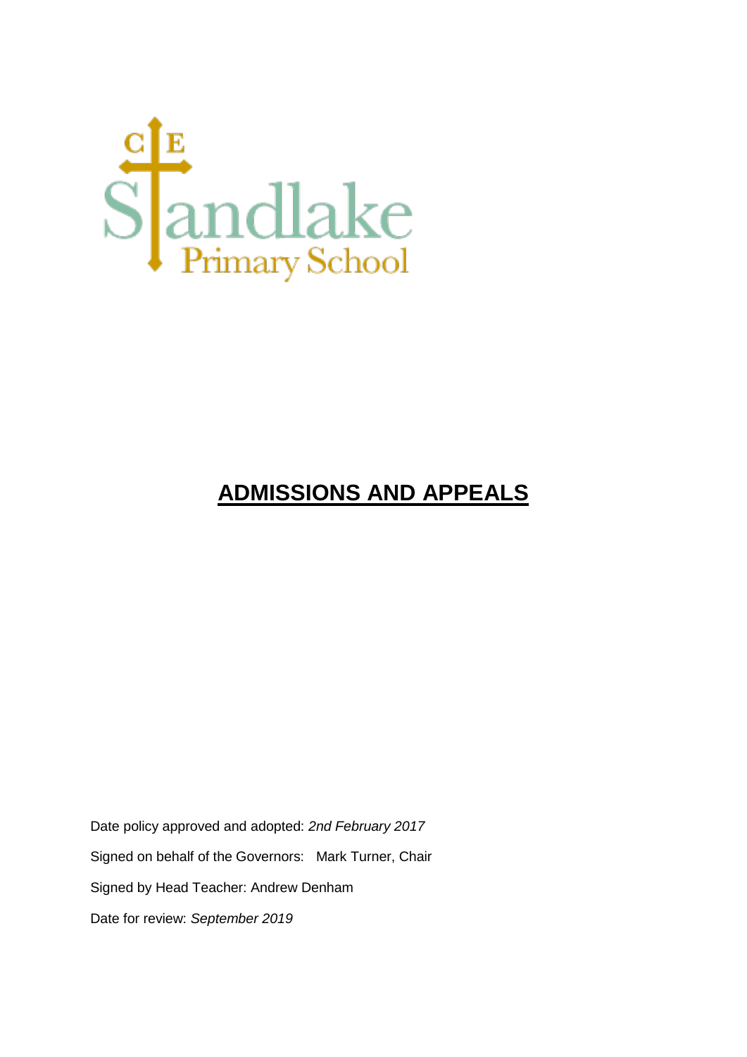CE Standlake Primary School

# ADMISSIONS AND APPEALS

Date policy approved and adopted: *2nd February 2017*

Signed on behalf of the Governors: Mark Turner, Chair

Signed by Head Teacher: Andrew Denham

Date for review: *September 2019*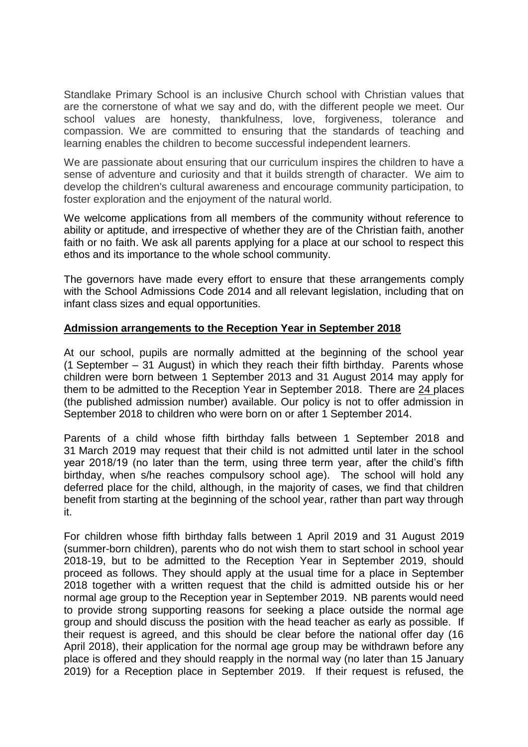Standlake Primary School is an inclusive Church school with Christian values that are the cornerstone of what we say and do, with the different people we meet. Our school values are honesty, thankfulness, love, forgiveness, tolerance and compassion. We are committed to ensuring that the standards of teaching and learning enables the children to become successful independent learners.

We are passionate about ensuring that our curriculum inspires the children to have a sense of adventure and curiosity and that it builds strength of character. We aim to develop the children's cultural awareness and encourage community participation, to foster exploration and the enjoyment of the natural world.

We welcome applications from all members of the community without reference to ability or aptitude, and irrespective of whether they are of the Christian faith, another faith or no faith. We ask all parents applying for a place at our school to respect this ethos and its importance to the whole school community.

The governors have made every effort to ensure that these arrangements comply with the School Admissions Code 2014 and all relevant legislation, including that on infant class sizes and equal opportunities.

## Admission arrangements to the Reception Year in September 2018

At our school, pupils are normally admitted at the beginning of the school year (1 September – 31 August) in which they reach their fifth birthday. Parents whose children were born between 1 September 2013 and 31 August 2014 may apply for them to be admitted to the Reception Year in September 2018. There are 24 places (the published admission number) available. Our policy is not to offer admission in September 2018 to children who were born on or after 1 September 2014.

Parents of a child whose fifth birthday falls between 1 September 2018 and 31 March 2019 may request that their child is not admitted until later in the school year 2018/19 (no later than the term, using three term year, after the child's fifth birthday, when s/he reaches compulsory school age). The school will hold any deferred place for the child, although, in the majority of cases, we find that children benefit from starting at the beginning of the school year, rather than part way through it.

For children whose fifth birthday falls between 1 April 2019 and 31 August 2019 (summer-born children), parents who do not wish them to start school in school year 2018-19, but to be admitted to the Reception Year in September 2019, should proceed as follows. They should apply at the usual time for a place in September 2018 together with a written request that the child is admitted outside his or her normal age group to the Reception year in September 2019. NB parents would need to provide strong supporting reasons for seeking a place outside the normal age group and should discuss the position with the head teacher as early as possible. If their request is agreed, and this should be clear before the national offer day (16 April 2018), their application for the normal age group may be withdrawn before any place is offered and they should reapply in the normal way (no later than 15 January 2019) for a Reception place in September 2019. If their request is refused, the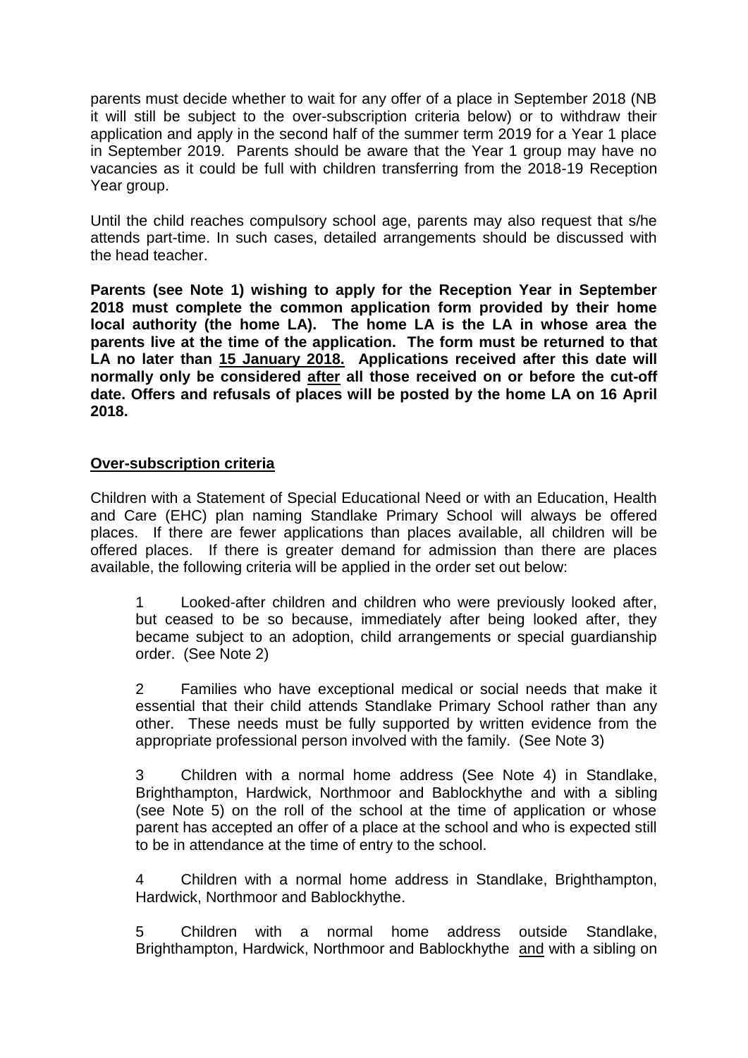parents must decide whether to wait for any offer of a place in September 2018 (NB it will still be subject to the over-subscription criteria below) or to withdraw their application and apply in the second half of the summer term 2019 for a Year 1 place in September 2019. Parents should be aware that the Year 1 group may have no vacancies as it could be full with children transferring from the 2018-19 Reception Year group.

Until the child reaches compulsory school age, parents may also request that s/he attends part-time. In such cases, detailed arrangements should be discussed with the head teacher.

**Parents (see Note 1) wishing to apply for the Reception Year in September 2018 must complete the common application form provided by their home local authority (the home LA). The home LA is the LA in whose area the parents live at the time of the application. The form must be returned to that LA no later than <u>15 January 2018.</u> Applications received after this date will normally only be considered <u>after</u> all those received on or before the cut-off date. Offers and refusals of places will be posted by the home LA on 16 April 2018.**

## <u>Over-subscription criteria</u>

Children with a Statement of Special Educational Need or with an Education, Health and Care (EHC) plan naming Standlake Primary School will always be offered places. If there are fewer applications than places available, all children will be offered places. If there is greater demand for admission than there are places available, the following criteria will be applied in the order set out below:

1 Looked-after children and children who were previously looked after, but ceased to be so because, immediately after being looked after, they became subject to an adoption, child arrangements or special guardianship order. (See Note 2)

2 Families who have exceptional medical or social needs that make it essential that their child attends Standlake Primary School rather than any other. These needs must be fully supported by written evidence from the appropriate professional person involved with the family. (See Note 3)

3 Children with a normal home address (See Note 4) in Standlake, Brighthampton, Hardwick, Northmoor and Bablockhythe and with a sibling (see Note 5) on the roll of the school at the time of application or whose parent has accepted an offer of a place at the school and who is expected still to be in attendance at the time of entry to the school.

4 Children with a normal home address in Standlake, Brighthampton, Hardwick, Northmoor and Bablockhythe.

5 Children with a normal home address outside Standlake, Brighthampton, Hardwick, Northmoor and Bablockhythe <u>and</u> with a sibling on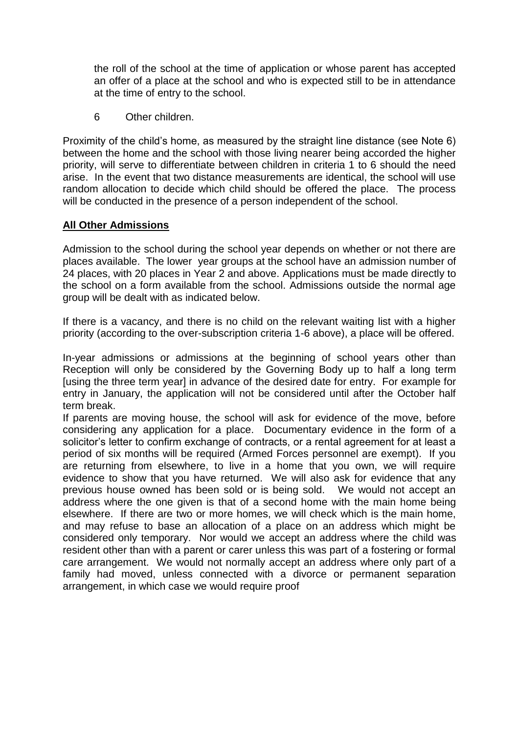the roll of the school at the time of application or whose parent has accepted an offer of a place at the school and who is expected still to be in attendance at the time of entry to the school.

6 Other children.

Proximity of the child's home, as measured by the straight line distance (see Note 6) between the home and the school with those living nearer being accorded the higher priority, will serve to differentiate between children in criteria 1 to 6 should the need arise. In the event that two distance measurements are identical, the school will use random allocation to decide which child should be offered the place. The process will be conducted in the presence of a person independent of the school.

**All Other Admissions**

Admission to the school during the school year depends on whether or not there are places available. The lower year groups at the school have an admission number of 24 places, with 20 places in Year 2 and above. Applications must be made directly to the school on a form available from the school. Admissions outside the normal age group will be dealt with as indicated below.

If there is a vacancy, and there is no child on the relevant waiting list with a higher priority (according to the over-subscription criteria 1-6 above), a place will be offered.

In-year admissions or admissions at the beginning of school years other than Reception will only be considered by the Governing Body up to half a long term [using the three term year] in advance of the desired date for entry. For example for entry in January, the application will not be considered until after the October half term break.

If parents are moving house, the school will ask for evidence of the move, before considering any application for a place. Documentary evidence in the form of a solicitor's letter to confirm exchange of contracts, or a rental agreement for at least a period of six months will be required (Armed Forces personnel are exempt). If you are returning from elsewhere, to live in a home that you own, we will require evidence to show that you have returned. We will also ask for evidence that any previous house owned has been sold or is being sold. We would not accept an address where the one given is that of a second home with the main home being elsewhere. If there are two or more homes, we will check which is the main home, and may refuse to base an allocation of a place on an address which might be considered only temporary. Nor would we accept an address where the child was resident other than with a parent or carer unless this was part of a fostering or formal care arrangement. We would not normally accept an address where only part of a family had moved, unless connected with a divorce or permanent separation arrangement, in which case we would require proof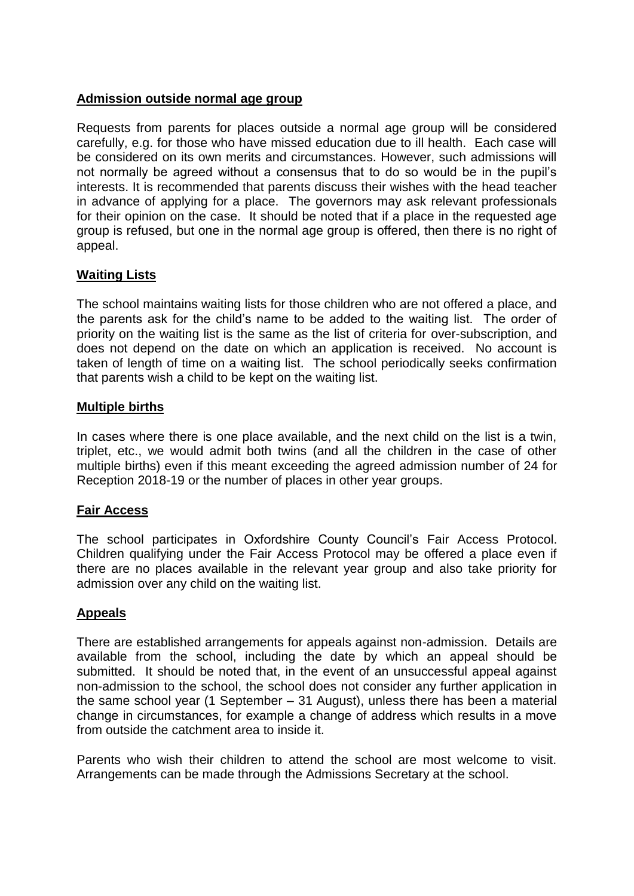## Admission outside normal age group

Requests from parents for places outside a normal age group will be considered carefully, e.g. for those who have missed education due to ill health. Each case will be considered on its own merits and circumstances. However, such admissions will not normally be agreed without a consensus that to do so would be in the pupil's interests. It is recommended that parents discuss their wishes with the head teacher in advance of applying for a place. The governors may ask relevant professionals for their opinion on the case. It should be noted that if a place in the requested age group is refused, but one in the normal age group is offered, then there is no right of appeal.

## Waiting Lists

The school maintains waiting lists for those children who are not offered a place, and the parents ask for the child's name to be added to the waiting list. The order of priority on the waiting list is the same as the list of criteria for over-subscription, and does not depend on the date on which an application is received. No account is taken of length of time on a waiting list. The school periodically seeks confirmation that parents wish a child to be kept on the waiting list.

## Multiple births

In cases where there is one place available, and the next child on the list is a twin, triplet, etc., we would admit both twins (and all the children in the case of other multiple births) even if this meant exceeding the agreed admission number of 24 for Reception 2018-19 or the number of places in other year groups.

## Fair Access

The school participates in Oxfordshire County Council's Fair Access Protocol. Children qualifying under the Fair Access Protocol may be offered a place even if there are no places available in the relevant year group and also take priority for admission over any child on the waiting list.

## Appeals

There are established arrangements for appeals against non-admission. Details are available from the school, including the date by which an appeal should be submitted. It should be noted that, in the event of an unsuccessful appeal against non-admission to the school, the school does not consider any further application in the same school year (1 September – 31 August), unless there has been a material change in circumstances, for example a change of address which results in a move from outside the catchment area to inside it.

Parents who wish their children to attend the school are most welcome to visit. Arrangements can be made through the Admissions Secretary at the school.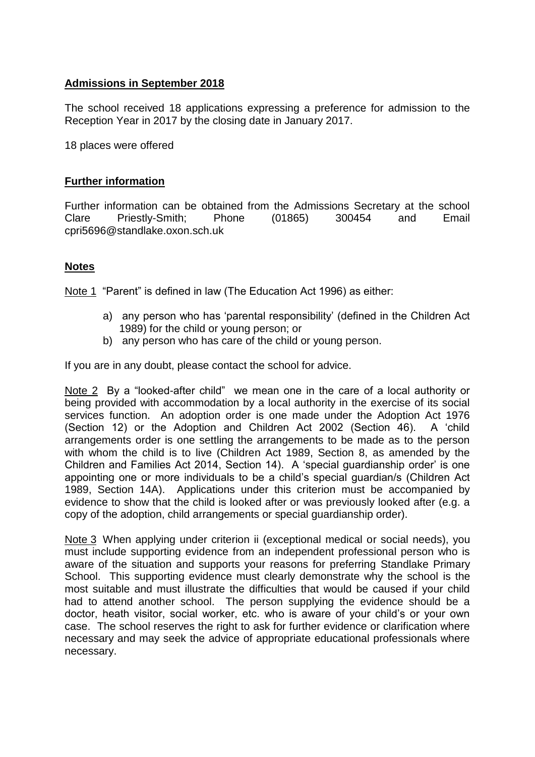**Admissions in September 2018**

The school received 18 applications expressing a preference for admission to the Reception Year in 2017 by the closing date in January 2017.

18 places were offered

**Further information**

Further information can be obtained from the Admissions Secretary at the school Clare Priestly-Smith; Phone (01865) 300454 and Email cpri5696@standlake.oxon.sch.uk

**Notes**

Note 1 "Parent" is defined in law (The Education Act 1996) as either:

a) any person who has 'parental responsibility' (defined in the Children Act 1989) for the child or young person; or
b) any person who has care of the child or young person.

If you are in any doubt, please contact the school for advice.

Note 2 By a "looked-after child" we mean one in the care of a local authority or being provided with accommodation by a local authority in the exercise of its social services function. An adoption order is one made under the Adoption Act 1976 (Section 12) or the Adoption and Children Act 2002 (Section 46). A 'child arrangements order is one settling the arrangements to be made as to the person with whom the child is to live (Children Act 1989, Section 8, as amended by the Children and Families Act 2014, Section 14). A 'special guardianship order' is one appointing one or more individuals to be a child's special guardian/s (Children Act 1989, Section 14A). Applications under this criterion must be accompanied by evidence to show that the child is looked after or was previously looked after (e.g. a copy of the adoption, child arrangements or special guardianship order).

Note 3 When applying under criterion ii (exceptional medical or social needs), you must include supporting evidence from an independent professional person who is aware of the situation and supports your reasons for preferring Standlake Primary School. This supporting evidence must clearly demonstrate why the school is the most suitable and must illustrate the difficulties that would be caused if your child had to attend another school. The person supplying the evidence should be a doctor, heath visitor, social worker, etc. who is aware of your child's or your own case. The school reserves the right to ask for further evidence or clarification where necessary and may seek the advice of appropriate educational professionals where necessary.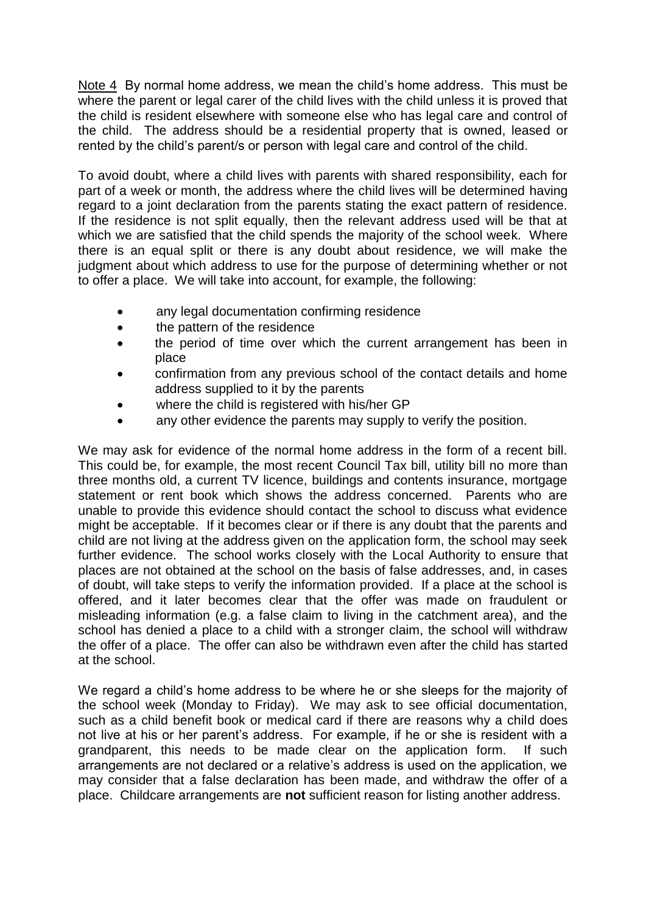Note 4 By normal home address, we mean the child's home address. This must be where the parent or legal carer of the child lives with the child unless it is proved that the child is resident elsewhere with someone else who has legal care and control of the child. The address should be a residential property that is owned, leased or rented by the child's parent/s or person with legal care and control of the child.

To avoid doubt, where a child lives with parents with shared responsibility, each for part of a week or month, the address where the child lives will be determined having regard to a joint declaration from the parents stating the exact pattern of residence. If the residence is not split equally, then the relevant address used will be that at which we are satisfied that the child spends the majority of the school week. Where there is an equal split or there is any doubt about residence, we will make the judgment about which address to use for the purpose of determining whether or not to offer a place. We will take into account, for example, the following:

- any legal documentation confirming residence
- the pattern of the residence
- the period of time over which the current arrangement has been in place
- confirmation from any previous school of the contact details and home address supplied to it by the parents
- where the child is registered with his/her GP
- any other evidence the parents may supply to verify the position.

We may ask for evidence of the normal home address in the form of a recent bill. This could be, for example, the most recent Council Tax bill, utility bill no more than three months old, a current TV licence, buildings and contents insurance, mortgage statement or rent book which shows the address concerned. Parents who are unable to provide this evidence should contact the school to discuss what evidence might be acceptable. If it becomes clear or if there is any doubt that the parents and child are not living at the address given on the application form, the school may seek further evidence. The school works closely with the Local Authority to ensure that places are not obtained at the school on the basis of false addresses, and, in cases of doubt, will take steps to verify the information provided. If a place at the school is offered, and it later becomes clear that the offer was made on fraudulent or misleading information (e.g. a false claim to living in the catchment area), and the school has denied a place to a child with a stronger claim, the school will withdraw the offer of a place. The offer can also be withdrawn even after the child has started at the school.

We regard a child's home address to be where he or she sleeps for the majority of the school week (Monday to Friday). We may ask to see official documentation, such as a child benefit book or medical card if there are reasons why a child does not live at his or her parent's address. For example, if he or she is resident with a grandparent, this needs to be made clear on the application form. If such arrangements are not declared or a relative's address is used on the application, we may consider that a false declaration has been made, and withdraw the offer of a place. Childcare arrangements are **not** sufficient reason for listing another address.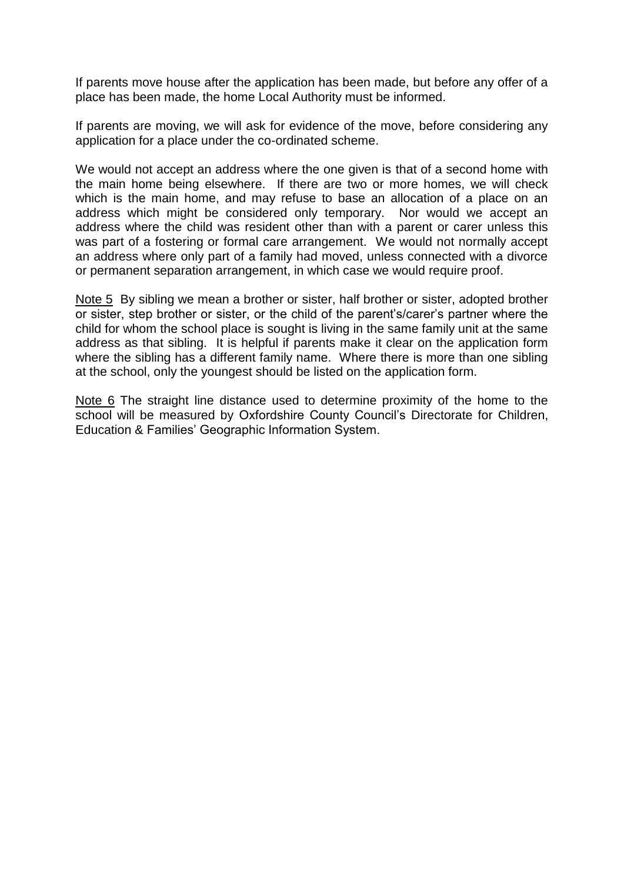If parents move house after the application has been made, but before any offer of a place has been made, the home Local Authority must be informed.

If parents are moving, we will ask for evidence of the move, before considering any application for a place under the co-ordinated scheme.

We would not accept an address where the one given is that of a second home with the main home being elsewhere. If there are two or more homes, we will check which is the main home, and may refuse to base an allocation of a place on an address which might be considered only temporary. Nor would we accept an address where the child was resident other than with a parent or carer unless this was part of a fostering or formal care arrangement. We would not normally accept an address where only part of a family had moved, unless connected with a divorce or permanent separation arrangement, in which case we would require proof.

<u>Note 5</u> By sibling we mean a brother or sister, half brother or sister, adopted brother or sister, step brother or sister, or the child of the parent's/carer's partner where the child for whom the school place is sought is living in the same family unit at the same address as that sibling. It is helpful if parents make it clear on the application form where the sibling has a different family name. Where there is more than one sibling at the school, only the youngest should be listed on the application form.

<u>Note 6</u> The straight line distance used to determine proximity of the home to the school will be measured by Oxfordshire County Council's Directorate for Children, Education & Families' Geographic Information System.